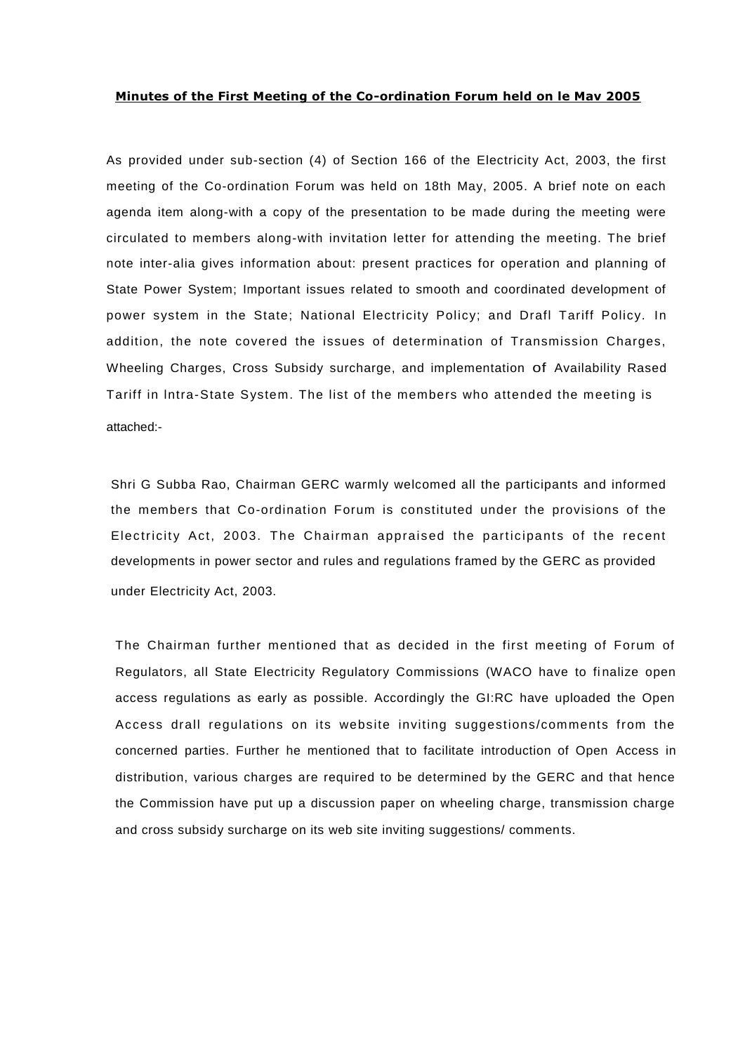**Minutes of the First Meeting of the Co-ordination Forum held on le Mav 2005**

As provided under sub-section (4) of Section 166 of the Electricity Act, 2003, the first meeting of the Co-ordination Forum was held on 18th May, 2005. A brief note on each agenda item along-with a copy of the presentation to be made during the meeting were circulated to members along-with invitation letter for attending the meeting. The brief note inter-alia gives information about: present practices for operation and planning of State Power System; Important issues related to smooth and coordinated development of power system in the State; National Electricity Policy; and Drafl Tariff Policy. In addition, the note covered the issues of determination of Transmission Charges, Wheeling Charges, Cross Subsidy surcharge, and implementation of Availability Rased Tariff in lntra-State System. The list of the members who attended the meeting is attached:-

Shri G Subba Rao, Chairman GERC warmly welcomed all the participants and informed the members that Co-ordination Forum is constituted under the provisions of the Electricity Act, 2003. The Chairman appraised the participants of the recent developments in power sector and rules and regulations framed by the GERC as provided under Electricity Act, 2003.

The Chairman further mentioned that as decided in the first meeting of Forum of Regulators, all State Electricity Regulatory Commissions (WACO have to finalize open access regulations as early as possible. Accordingly the GI:RC have uploaded the Open Access drall regulations on its website inviting suggestions/comments from the concerned parties. Further he mentioned that to facilitate introduction of Open Access in distribution, various charges are required to be determined by the GERC and that hence the Commission have put up a discussion paper on wheeling charge, transmission charge and cross subsidy surcharge on its web site inviting suggestions/ comments.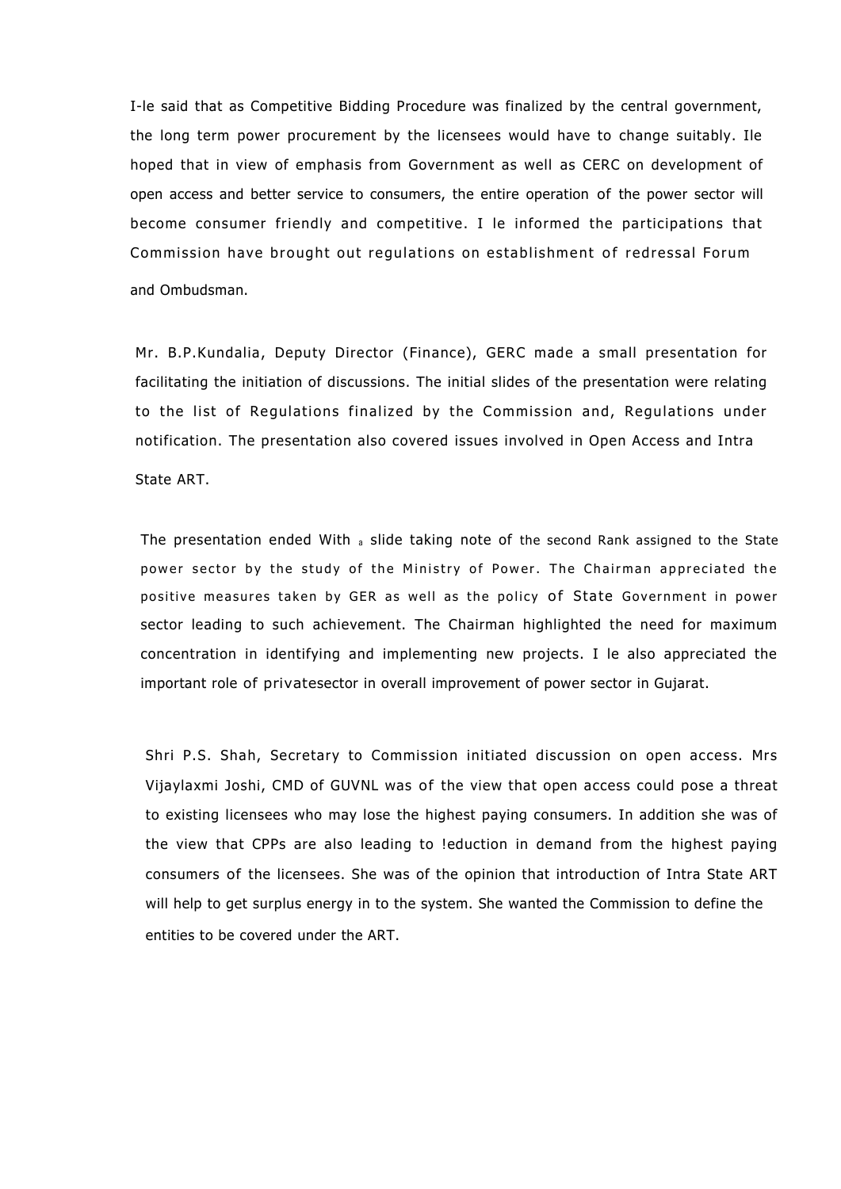I-le said that as Competitive Bidding Procedure was finalized by the central government, the long term power procurement by the licensees would have to change suitably. Ile hoped that in view of emphasis from Government as well as CERC on development of open access and better service to consumers, the entire operation of the power sector will become consumer friendly and competitive. I le informed the participations that Commission have brought out regulations on establishment of redressal Forum and Ombudsman.

Mr. B.P.Kundalia, Deputy Director (Finance), GERC made a small presentation for facilitating the initiation of discussions. The initial slides of the presentation were relating to the list of Regulations finalized by the Commission and, Regulations under notification. The presentation also covered issues involved in Open Access and Intra State ART.

The presentation ended With a slide taking note of the second Rank assigned to the State power sector by the study of the Ministry of Power. The Chairman appreciated the positive measures taken by GER as well as the policy of State Government in power sector leading to such achievement. The Chairman highlighted the need for maximum concentration in identifying and implementing new projects. I le also appreciated the important role of privatesector in overall improvement of power sector in Gujarat.

Shri P.S. Shah, Secretary to Commission initiated discussion on open access. Mrs Vijaylaxmi Joshi, CMD of GUVNL was of the view that open access could pose a threat to existing licensees who may lose the highest paying consumers. In addition she was of the view that CPPs are also leading to !eduction in demand from the highest paying consumers of the licensees. She was of the opinion that introduction of Intra State ART will help to get surplus energy in to the system. She wanted the Commission to define the entities to be covered under the ART.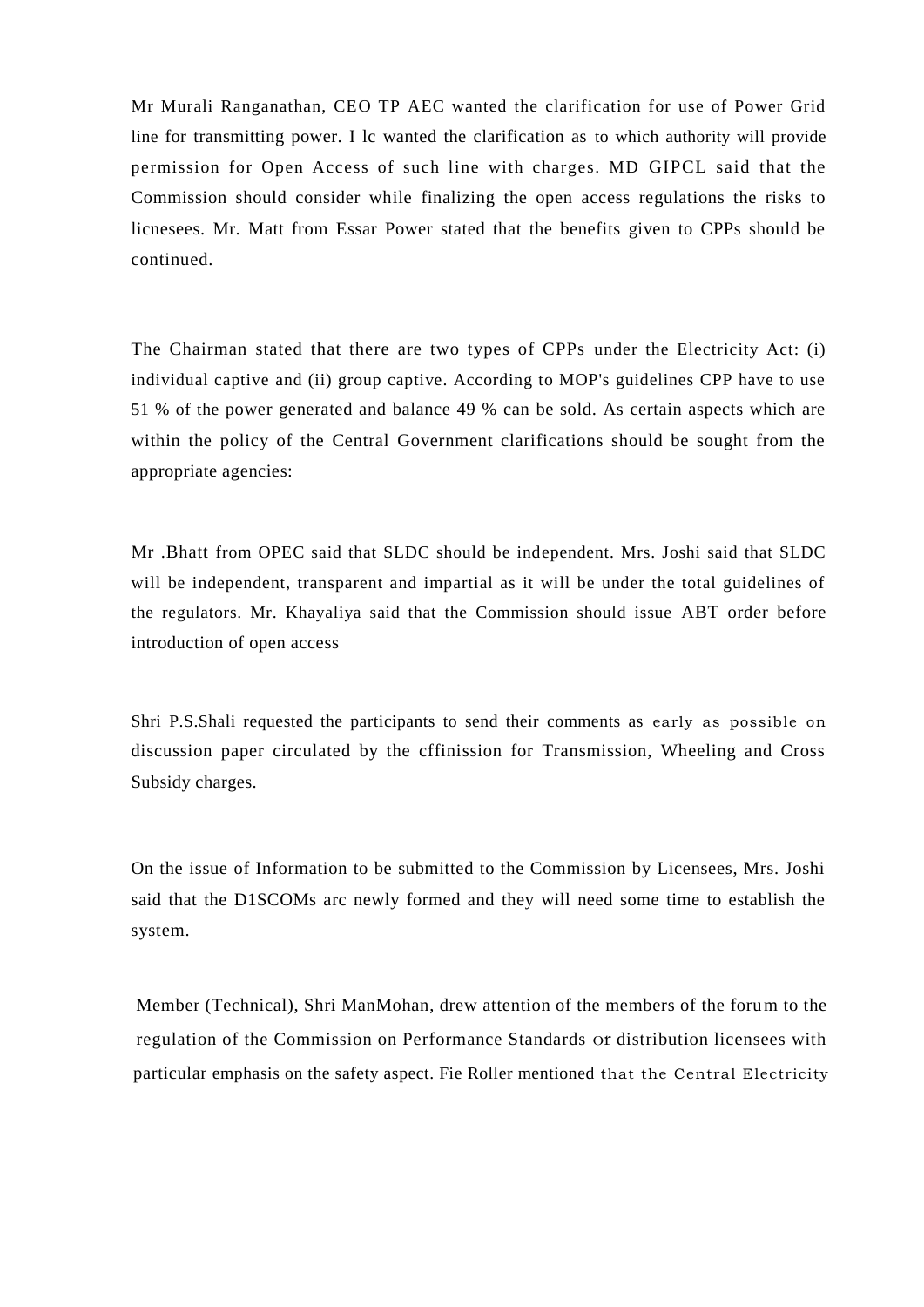Mr Murali Ranganathan, CEO TP AEC wanted the clarification for use of Power Grid line for transmitting power. I lc wanted the clarification as to which authority will provide permission for Open Access of such line with charges. MD GIPCL said that the Commission should consider while finalizing the open access regulations the risks to licnesees. Mr. Matt from Essar Power stated that the benefits given to CPPs should be continued.

The Chairman stated that there are two types of CPPs under the Electricity Act: (i) individual captive and (ii) group captive. According to MOP's guidelines CPP have to use 51 % of the power generated and balance 49 % can be sold. As certain aspects which are within the policy of the Central Government clarifications should be sought from the appropriate agencies:

Mr .Bhatt from OPEC said that SLDC should be independent. Mrs. Joshi said that SLDC will be independent, transparent and impartial as it will be under the total guidelines of the regulators. Mr. Khayaliya said that the Commission should issue ABT order before introduction of open access

Shri P.S.Shali requested the participants to send their comments as early as possible on discussion paper circulated by the cffinission for Transmission, Wheeling and Cross Subsidy charges.

On the issue of Information to be submitted to the Commission by Licensees, Mrs. Joshi said that the D1SCOMs arc newly formed and they will need some time to establish the system.

Member (Technical), Shri ManMohan, drew attention of the members of the forum to the regulation of the Commission on Performance Standards or distribution licensees with particular emphasis on the safety aspect. Fie Roller mentioned that the Central Electricity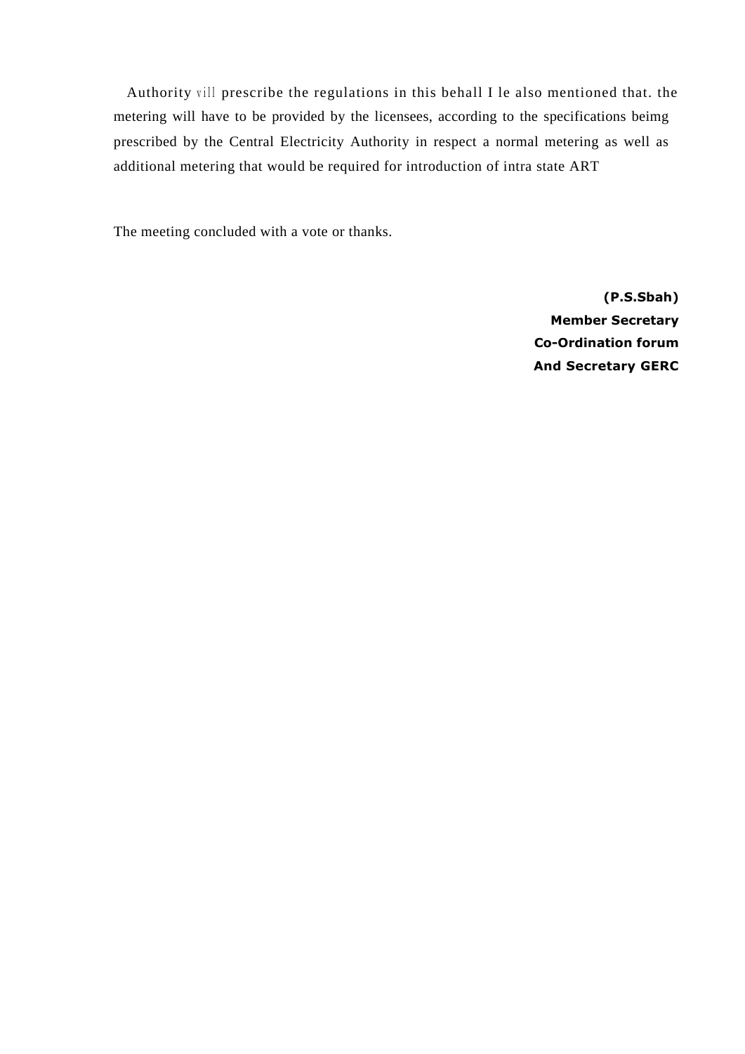Authority vill prescribe the regulations in this behall I le also mentioned that. the metering will have to be provided by the licensees, according to the specifications beimg prescribed by the Central Electricity Authority in respect a normal metering as well as additional metering that would be required for introduction of intra state ART

The meeting concluded with a vote or thanks.

**(P.S.Sbah)**
**Member Secretary**
**Co-Ordination forum**
**And Secretary GERC**